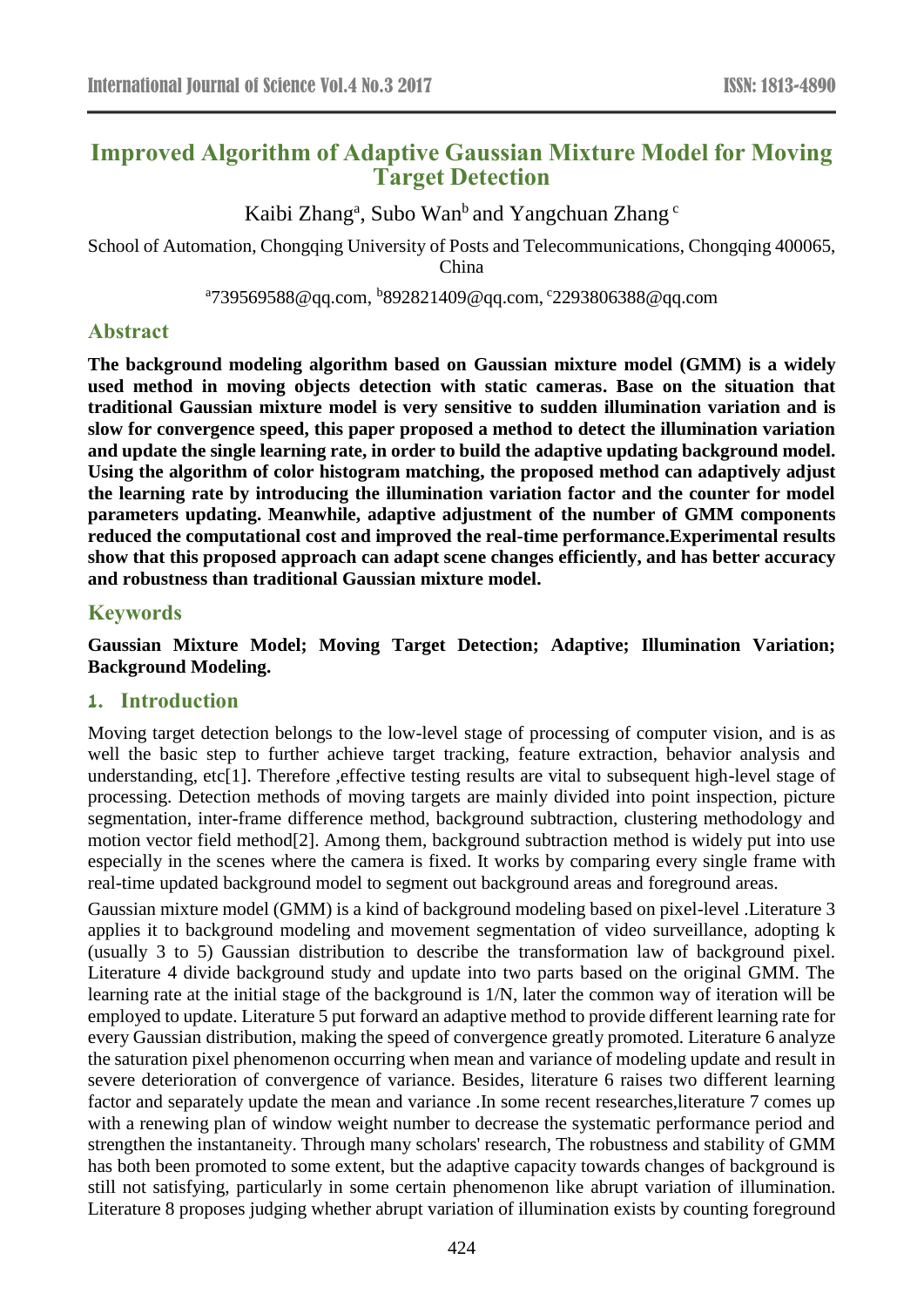# Improved Algorithm of Adaptive Gaussian Mixture Model for Moving Target Detection

Kaibi Zhang[a], Subo Wan[b] and Yangchuan Zhang[c]

School of Automation, Chongqing University of Posts and Telecommunications, Chongqing 400065, China

[a]739569588@qq.com, [b]892821409@qq.com, [c]2293806388@qq.com

## Abstract

**The background modeling algorithm based on Gaussian mixture model (GMM) is a widely used method in moving objects detection with static cameras. Base on the situation that traditional Gaussian mixture model is very sensitive to sudden illumination variation and is slow for convergence speed, this paper proposed a method to detect the illumination variation and update the single learning rate, in order to build the adaptive updating background model. Using the algorithm of color histogram matching, the proposed method can adaptively adjust the learning rate by introducing the illumination variation factor and the counter for model parameters updating. Meanwhile, adaptive adjustment of the number of GMM components reduced the computational cost and improved the real-time performance.Experimental results show that this proposed approach can adapt scene changes efficiently, and has better accuracy and robustness than traditional Gaussian mixture model.**

## Keywords

**Gaussian Mixture Model; Moving Target Detection; Adaptive; Illumination Variation; Background Modeling.**

## 1. Introduction

Moving target detection belongs to the low-level stage of processing of computer vision, and is as well the basic step to further achieve target tracking, feature extraction, behavior analysis and understanding, etc[1]. Therefore ,effective testing results are vital to subsequent high-level stage of processing. Detection methods of moving targets are mainly divided into point inspection, picture segmentation, inter-frame difference method, background subtraction, clustering methodology and motion vector field method[2]. Among them, background subtraction method is widely put into use especially in the scenes where the camera is fixed. It works by comparing every single frame with real-time updated background model to segment out background areas and foreground areas.

Gaussian mixture model (GMM) is a kind of background modeling based on pixel-level .Literature 3 applies it to background modeling and movement segmentation of video surveillance, adopting k (usually 3 to 5) Gaussian distribution to describe the transformation law of background pixel. Literature 4 divide background study and update into two parts based on the original GMM. The learning rate at the initial stage of the background is 1/N, later the common way of iteration will be employed to update. Literature 5 put forward an adaptive method to provide different learning rate for every Gaussian distribution, making the speed of convergence greatly promoted. Literature 6 analyze the saturation pixel phenomenon occurring when mean and variance of modeling update and result in severe deterioration of convergence of variance. Besides, literature 6 raises two different learning factor and separately update the mean and variance .In some recent researches,literature 7 comes up with a renewing plan of window weight number to decrease the systematic performance period and strengthen the instantaneity. Through many scholars' research, The robustness and stability of GMM has both been promoted to some extent, but the adaptive capacity towards changes of background is still not satisfying, particularly in some certain phenomenon like abrupt variation of illumination. Literature 8 proposes judging whether abrupt variation of illumination exists by counting foreground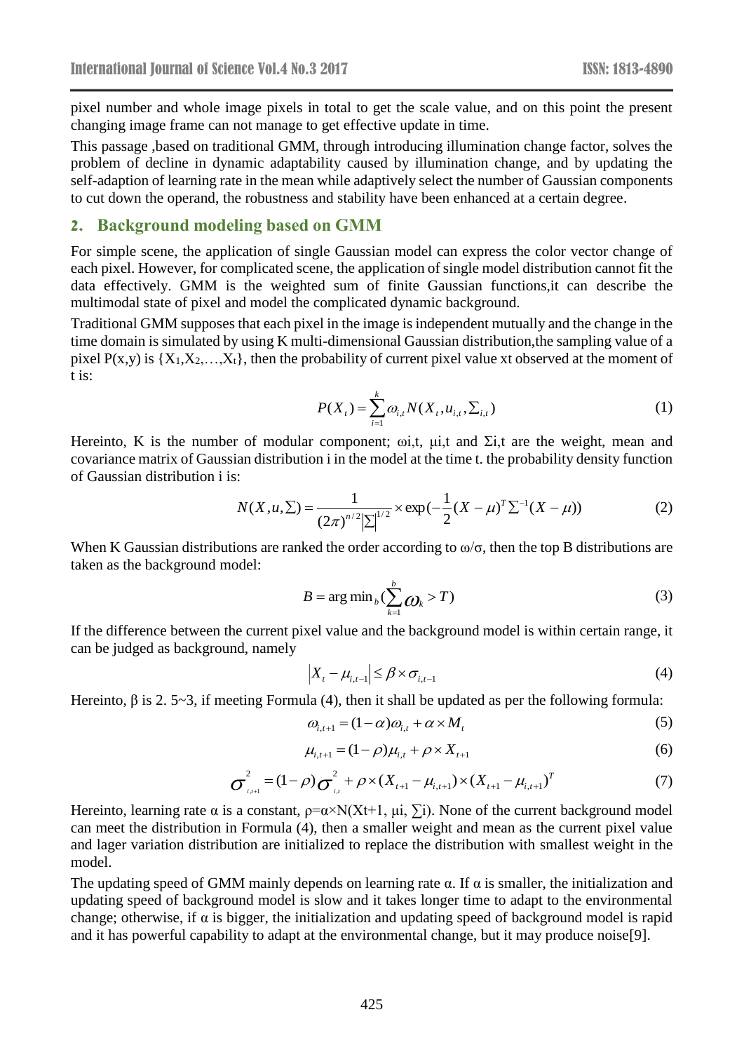pixel number and whole image pixels in total to get the scale value, and on this point the present changing image frame can not manage to get effective update in time.

This passage ,based on traditional GMM, through introducing illumination change factor, solves the problem of decline in dynamic adaptability caused by illumination change, and by updating the self-adaption of learning rate in the mean while adaptively select the number of Gaussian components to cut down the operand, the robustness and stability have been enhanced at a certain degree.

## 2. Background modeling based on GMM

For simple scene, the application of single Gaussian model can express the color vector change of each pixel. However, for complicated scene, the application of single model distribution cannot fit the data effectively. GMM is the weighted sum of finite Gaussian functions,it can describe the multimodal state of pixel and model the complicated dynamic background.

Traditional GMM supposes that each pixel in the image is independent mutually and the change in the time domain is simulated by using K multi-dimensional Gaussian distribution,the sampling value of a pixel $P(x,y)$ is $\{X_1,X_2,\ldots,X_t\}$, then the probability of current pixel value xt observed at the moment of t is:

$$P(X_t) = \sum_{i=1}^{k} \omega_{i,t} N(X_t, u_{i,t}, \Sigma_{i,t}) \tag{1}$$

Hereinto, K is the number of modular component; $\omega_{i,t}$, $\mu_{i,t}$ and $\Sigma_{i,t}$ are the weight, mean and covariance matrix of Gaussian distribution i in the model at the time t. the probability density function of Gaussian distribution i is:

$$N(X,u,\Sigma) = \frac{1}{(2\pi)^{n/2}|\Sigma|^{1/2}} \times \exp\left(-\frac{1}{2}(X-\mu)^T \Sigma^{-1} (X-\mu)\right) \tag{2}$$

When K Gaussian distributions are ranked the order according to $\omega/\sigma$, then the top B distributions are taken as the background model:

$$B = \arg\min_b \left(\sum_{k=1}^{b} \omega_k > T\right) \tag{3}$$

If the difference between the current pixel value and the background model is within certain range, it can be judged as background, namely

$$\left|X_t - \mu_{i,t-1}\right| \le \beta \times \sigma_{i,t-1} \tag{4}$$

Hereinto, $\beta$ is 2. 5~3, if meeting Formula (4), then it shall be updated as per the following formula:

$$\omega_{i,t+1} = (1-\alpha)\omega_{i,t} + \alpha \times M_t \tag{5}$$

$$\mu_{i,t+1} = (1-\rho)\mu_{i,t} + \rho \times X_{t+1} \tag{6}$$

$$\sigma^2_{i,t+1} = (1-\rho)\sigma^2_{i,t} + \rho \times (X_{t+1} - \mu_{i,t+1}) \times (X_{t+1} - \mu_{i,t+1})^T \tag{7}$$

Hereinto, learning rate $\alpha$ is a constant, $\rho=\alpha\times N(X_{t+1}, \mu_i, \Sigma_i)$. None of the current background model can meet the distribution in Formula (4), then a smaller weight and mean as the current pixel value and lager variation distribution are initialized to replace the distribution with smallest weight in the model.

The updating speed of GMM mainly depends on learning rate $\alpha$. If $\alpha$ is smaller, the initialization and updating speed of background model is slow and it takes longer time to adapt to the environmental change; otherwise, if $\alpha$ is bigger, the initialization and updating speed of background model is rapid and it has powerful capability to adapt at the environmental change, but it may produce noise[9].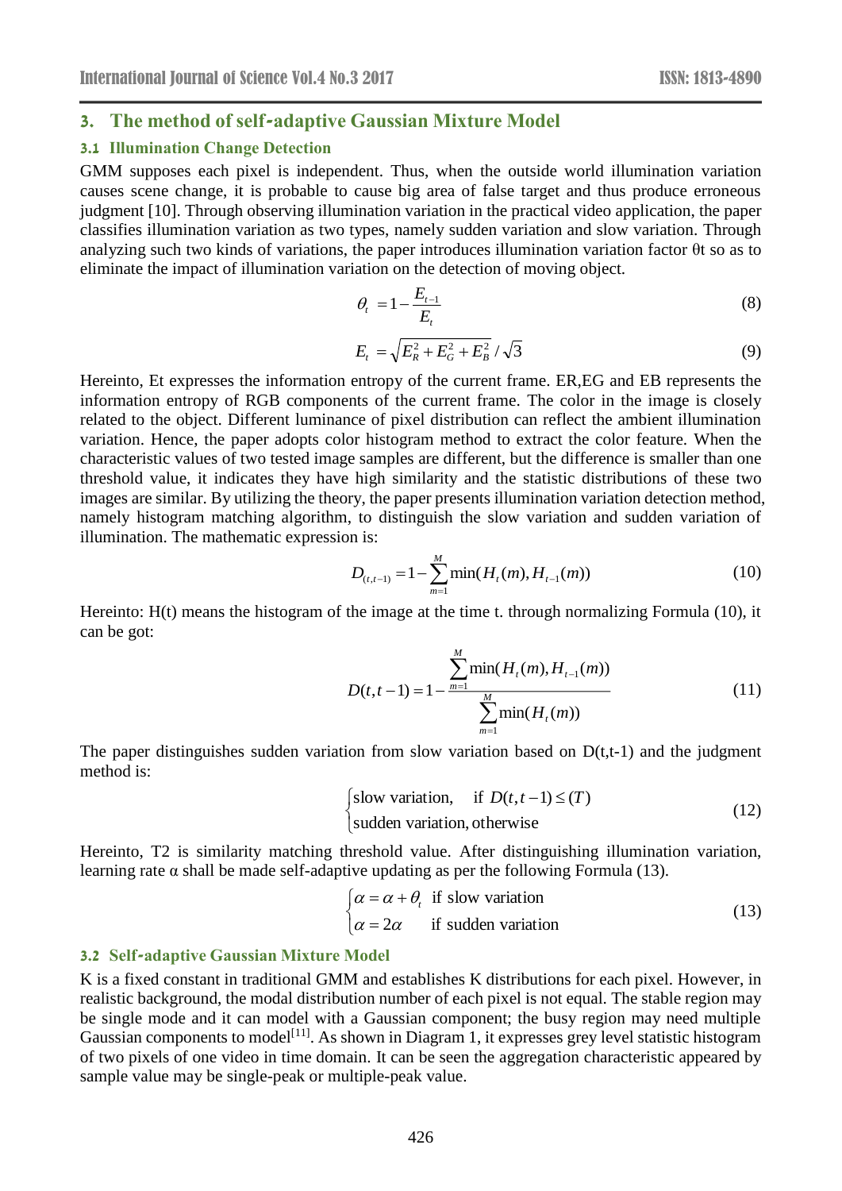## 3. The method of self-adaptive Gaussian Mixture Model

### 3.1 Illumination Change Detection

GMM supposes each pixel is independent. Thus, when the outside world illumination variation causes scene change, it is probable to cause big area of false target and thus produce erroneous judgment [10]. Through observing illumination variation in the practical video application, the paper classifies illumination variation as two types, namely sudden variation and slow variation. Through analyzing such two kinds of variations, the paper introduces illumination variation factor θt so as to eliminate the impact of illumination variation on the detection of moving object.

$$\theta_t = 1 - \frac{E_{t-1}}{E_t} \tag{8}$$

$$E_t = \sqrt{E_R^2 + E_G^2 + E_B^2} / \sqrt{3} \tag{9}$$

Hereinto, Et expresses the information entropy of the current frame. ER,EG and EB represents the information entropy of RGB components of the current frame. The color in the image is closely related to the object. Different luminance of pixel distribution can reflect the ambient illumination variation. Hence, the paper adopts color histogram method to extract the color feature. When the characteristic values of two tested image samples are different, but the difference is smaller than one threshold value, it indicates they have high similarity and the statistic distributions of these two images are similar. By utilizing the theory, the paper presents illumination variation detection method, namely histogram matching algorithm, to distinguish the slow variation and sudden variation of illumination. The mathematic expression is:

$$D_{(t,t-1)} = 1 - \sum_{m=1}^{M} \min(H_t(m), H_{t-1}(m)) \tag{10}$$

Hereinto: H(t) means the histogram of the image at the time t. through normalizing Formula (10), it can be got:

$$D(t,t-1) = 1 - \frac{\sum_{m=1}^{M} \min(H_t(m), H_{t-1}(m))}{\sum_{m=1}^{M} \min(H_t(m))} \tag{11}$$

The paper distinguishes sudden variation from slow variation based on D(t,t-1) and the judgment method is:

$$\begin{cases} \text{slow variation,} & \text{if } D(t,t-1) \le (T) \\ \text{sudden variation, otherwise} & \end{cases} \tag{12}$$

Hereinto, T2 is similarity matching threshold value. After distinguishing illumination variation, learning rate α shall be made self-adaptive updating as per the following Formula (13).

$$\begin{cases} \alpha = \alpha + \theta_t & \text{if slow variation} \\ \alpha = 2\alpha & \text{if sudden variation} \end{cases} \tag{13}$$

### 3.2 Self-adaptive Gaussian Mixture Model

K is a fixed constant in traditional GMM and establishes K distributions for each pixel. However, in realistic background, the modal distribution number of each pixel is not equal. The stable region may be single mode and it can model with a Gaussian component; the busy region may need multiple Gaussian components to model[11]. As shown in Diagram 1, it expresses grey level statistic histogram of two pixels of one video in time domain. It can be seen the aggregation characteristic appeared by sample value may be single-peak or multiple-peak value.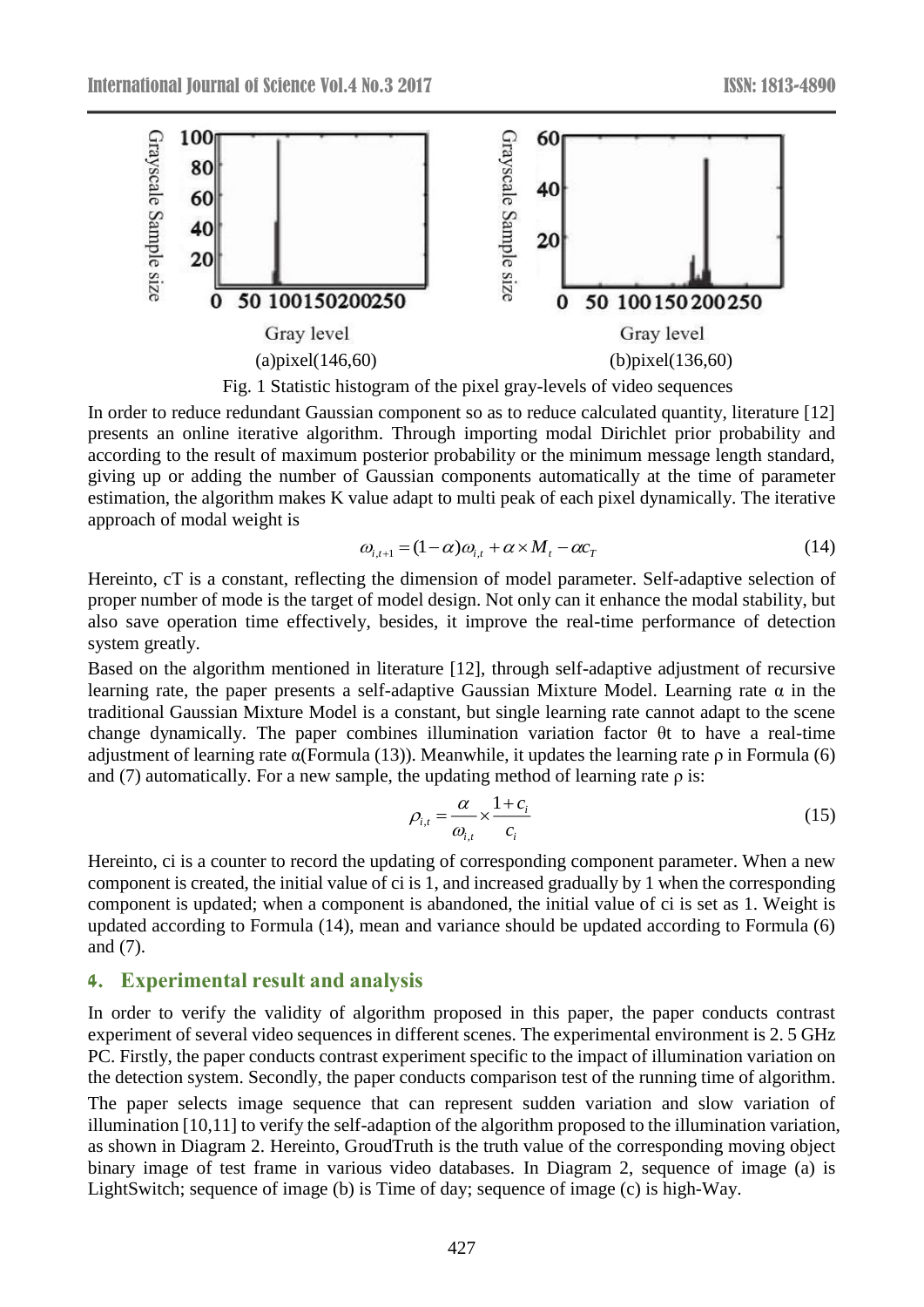Fig. 1 Statistic histogram of the pixel gray-levels of video sequences

In order to reduce redundant Gaussian component so as to reduce calculated quantity, literature [12] presents an online iterative algorithm. Through importing modal Dirichlet prior probability and according to the result of maximum posterior probability or the minimum message length standard, giving up or adding the number of Gaussian components automatically at the time of parameter estimation, the algorithm makes K value adapt to multi peak of each pixel dynamically. The iterative approach of modal weight is

$$\omega_{i,t+1} = (1-\alpha)\omega_{i,t} + \alpha \times M_t - \alpha c_T \tag{14}$$

Hereinto, cT is a constant, reflecting the dimension of model parameter. Self-adaptive selection of proper number of mode is the target of model design. Not only can it enhance the modal stability, but also save operation time effectively, besides, it improve the real-time performance of detection system greatly.

Based on the algorithm mentioned in literature [12], through self-adaptive adjustment of recursive learning rate, the paper presents a self-adaptive Gaussian Mixture Model. Learning rate α in the traditional Gaussian Mixture Model is a constant, but single learning rate cannot adapt to the scene change dynamically. The paper combines illumination variation factor θt to have a real-time adjustment of learning rate α(Formula (13)). Meanwhile, it updates the learning rate ρ in Formula (6) and (7) automatically. For a new sample, the updating method of learning rate ρ is:

$$\rho_{i,t} = \frac{\alpha}{\omega_{i,t}} \times \frac{1+c_i}{c_i} \tag{15}$$

Hereinto, ci is a counter to record the updating of corresponding component parameter. When a new component is created, the initial value of ci is 1, and increased gradually by 1 when the corresponding component is updated; when a component is abandoned, the initial value of ci is set as 1. Weight is updated according to Formula (14), mean and variance should be updated according to Formula (6) and (7).

## 4. Experimental result and analysis

In order to verify the validity of algorithm proposed in this paper, the paper conducts contrast experiment of several video sequences in different scenes. The experimental environment is 2. 5 GHz PC. Firstly, the paper conducts contrast experiment specific to the impact of illumination variation on the detection system. Secondly, the paper conducts comparison test of the running time of algorithm.

The paper selects image sequence that can represent sudden variation and slow variation of illumination [10,11] to verify the self-adaption of the algorithm proposed to the illumination variation, as shown in Diagram 2. Hereinto, GroudTruth is the truth value of the corresponding moving object binary image of test frame in various video databases. In Diagram 2, sequence of image (a) is LightSwitch; sequence of image (b) is Time of day; sequence of image (c) is high-Way.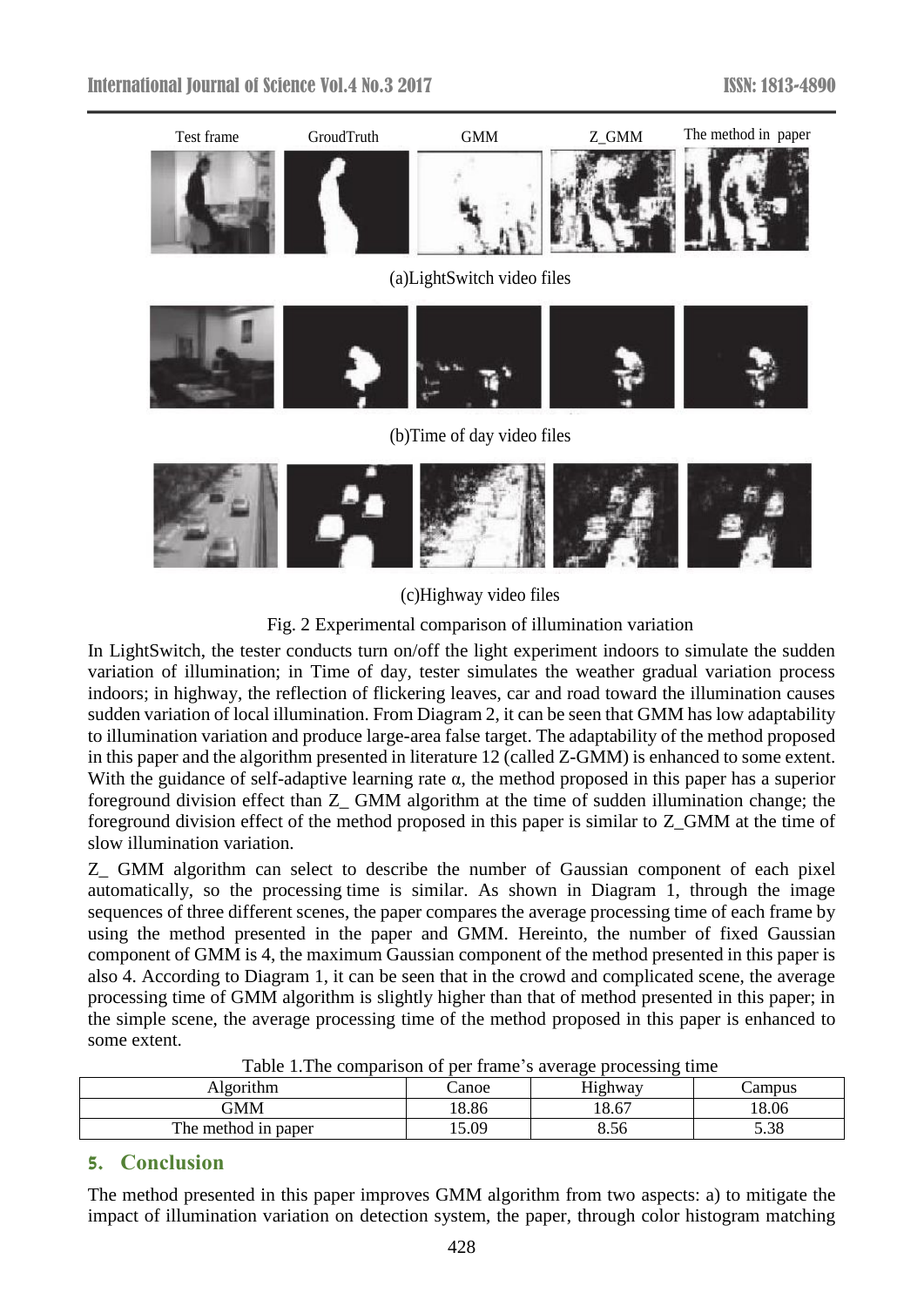Test frame GroudTruth GMM Z_GMM The method in paper

(a)LightSwitch video files

(b)Time of day video files

(c)Highway video files

Fig. 2 Experimental comparison of illumination variation

In LightSwitch, the tester conducts turn on/off the light experiment indoors to simulate the sudden variation of illumination; in Time of day, tester simulates the weather gradual variation process indoors; in highway, the reflection of flickering leaves, car and road toward the illumination causes sudden variation of local illumination. From Diagram 2, it can be seen that GMM has low adaptability to illumination variation and produce large-area false target. The adaptability of the method proposed in this paper and the algorithm presented in literature 12 (called Z-GMM) is enhanced to some extent. With the guidance of self-adaptive learning rate α, the method proposed in this paper has a superior foreground division effect than Z_ GMM algorithm at the time of sudden illumination change; the foreground division effect of the method proposed in this paper is similar to Z_GMM at the time of slow illumination variation.

Z_ GMM algorithm can select to describe the number of Gaussian component of each pixel automatically, so the processing time is similar. As shown in Diagram 1, through the image sequences of three different scenes, the paper compares the average processing time of each frame by using the method presented in the paper and GMM. Hereinto, the number of fixed Gaussian component of GMM is 4, the maximum Gaussian component of the method presented in this paper is also 4. According to Diagram 1, it can be seen that in the crowd and complicated scene, the average processing time of GMM algorithm is slightly higher than that of method presented in this paper; in the simple scene, the average processing time of the method proposed in this paper is enhanced to some extent.

Table 1.The comparison of per frame's average processing time

| Algorithm | Canoe | Highway | Campus |
| --- | --- | --- | --- |
| GMM | 18.86 | 18.67 | 18.06 |
| The method in paper | 15.09 | 8.56 | 5.38 |

## 5. Conclusion

The method presented in this paper improves GMM algorithm from two aspects: a) to mitigate the impact of illumination variation on detection system, the paper, through color histogram matching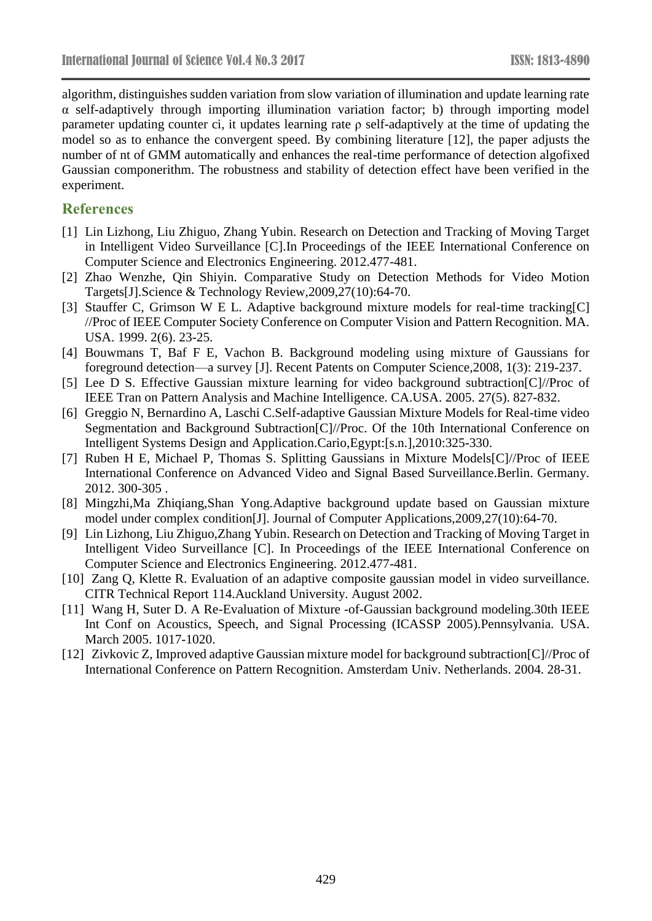algorithm, distinguishes sudden variation from slow variation of illumination and update learning rate $\alpha$ self-adaptively through importing illumination variation factor; b) through importing model parameter updating counter ci, it updates learning rate $\rho$ self-adaptively at the time of updating the model so as to enhance the convergent speed. By combining literature [12], the paper adjusts the number of nt of GMM automatically and enhances the real-time performance of detection algofixed Gaussian componerithm. The robustness and stability of detection effect have been verified in the experiment.

## References

[1] Lin Lizhong, Liu Zhiguo, Zhang Yubin. Research on Detection and Tracking of Moving Target in Intelligent Video Surveillance [C].In Proceedings of the IEEE International Conference on Computer Science and Electronics Engineering. 2012.477-481.

[2] Zhao Wenzhe, Qin Shiyin. Comparative Study on Detection Methods for Video Motion Targets[J].Science & Technology Review,2009,27(10):64-70.

[3] Stauffer C, Grimson W E L. Adaptive background mixture models for real-time tracking[C] //Proc of IEEE Computer Society Conference on Computer Vision and Pattern Recognition. MA. USA. 1999. 2(6). 23-25.

[4] Bouwmans T, Baf F E, Vachon B. Background modeling using mixture of Gaussians for foreground detection—a survey [J]. Recent Patents on Computer Science,2008, 1(3): 219-237.

[5] Lee D S. Effective Gaussian mixture learning for video background subtraction[C]//Proc of IEEE Tran on Pattern Analysis and Machine Intelligence. CA.USA. 2005. 27(5). 827-832.

[6] Greggio N, Bernardino A, Laschi C.Self-adaptive Gaussian Mixture Models for Real-time video Segmentation and Background Subtraction[C]//Proc. Of the 10th International Conference on Intelligent Systems Design and Application.Cario,Egypt:[s.n.],2010:325-330.

[7] Ruben H E, Michael P, Thomas S. Splitting Gaussians in Mixture Models[C]//Proc of IEEE International Conference on Advanced Video and Signal Based Surveillance.Berlin. Germany. 2012. 300-305 .

[8] Mingzhi,Ma Zhiqiang,Shan Yong.Adaptive background update based on Gaussian mixture model under complex condition[J]. Journal of Computer Applications,2009,27(10):64-70.

[9] Lin Lizhong, Liu Zhiguo,Zhang Yubin. Research on Detection and Tracking of Moving Target in Intelligent Video Surveillance [C]. In Proceedings of the IEEE International Conference on Computer Science and Electronics Engineering. 2012.477-481.

[10] Zang Q, Klette R. Evaluation of an adaptive composite gaussian model in video surveillance. CITR Technical Report 114.Auckland University. August 2002.

[11] Wang H, Suter D. A Re-Evaluation of Mixture -of-Gaussian background modeling.30th IEEE Int Conf on Acoustics, Speech, and Signal Processing (ICASSP 2005).Pennsylvania. USA. March 2005. 1017-1020.

[12] Zivkovic Z, Improved adaptive Gaussian mixture model for background subtraction[C]//Proc of International Conference on Pattern Recognition. Amsterdam Univ. Netherlands. 2004. 28-31.